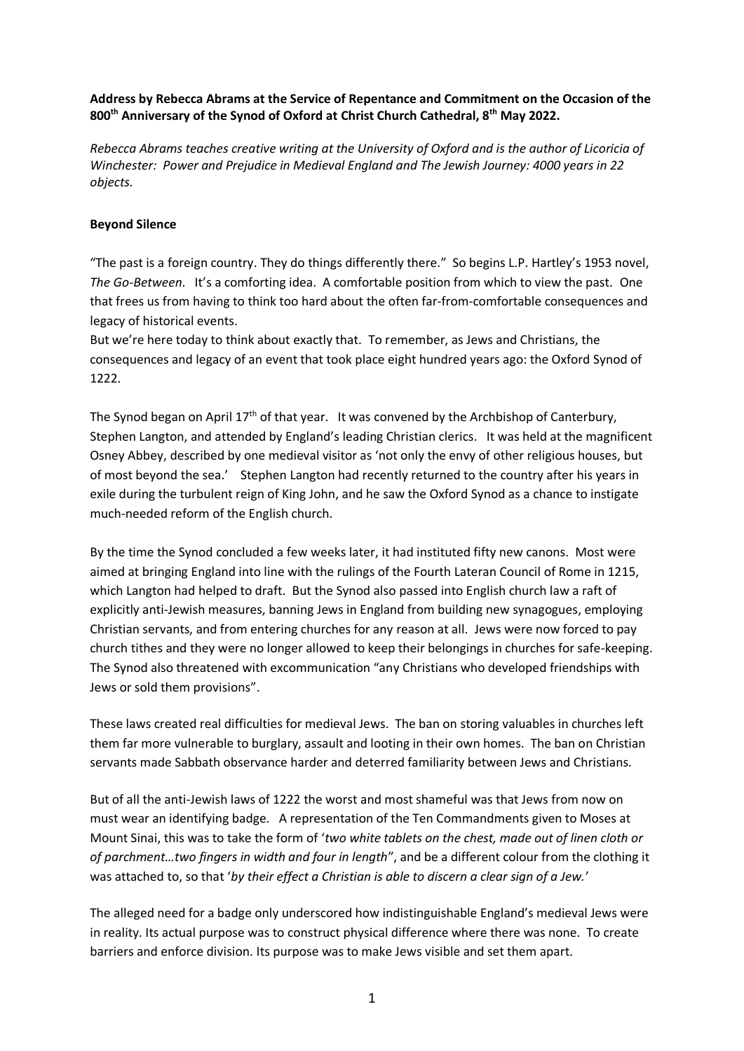**Address by Rebecca Abrams at the Service of Repentance and Commitment on the Occasion of the 800th Anniversary of the Synod of Oxford at Christ Church Cathedral, 8th May 2022.**

*Rebecca Abrams teaches creative writing at the University of Oxford and is the author of Licoricia of Winchester: Power and Prejudice in Medieval England and The Jewish Journey: 4000 years in 22 objects.*

## Beyond Silence

"The past is a foreign country. They do things differently there." So begins L.P. Hartley's 1953 novel, *The Go-Between.* It's a comforting idea. A comfortable position from which to view the past. One that frees us from having to think too hard about the often far-from-comfortable consequences and legacy of historical events.

But we're here today to think about exactly that. To remember, as Jews and Christians, the consequences and legacy of an event that took place eight hundred years ago: the Oxford Synod of 1222.

The Synod began on April 17th of that year. It was convened by the Archbishop of Canterbury, Stephen Langton, and attended by England's leading Christian clerics. It was held at the magnificent Osney Abbey, described by one medieval visitor as 'not only the envy of other religious houses, but of most beyond the sea.' Stephen Langton had recently returned to the country after his years in exile during the turbulent reign of King John, and he saw the Oxford Synod as a chance to instigate much-needed reform of the English church.

By the time the Synod concluded a few weeks later, it had instituted fifty new canons. Most were aimed at bringing England into line with the rulings of the Fourth Lateran Council of Rome in 1215, which Langton had helped to draft. But the Synod also passed into English church law a raft of explicitly anti-Jewish measures, banning Jews in England from building new synagogues, employing Christian servants, and from entering churches for any reason at all. Jews were now forced to pay church tithes and they were no longer allowed to keep their belongings in churches for safe-keeping. The Synod also threatened with excommunication "any Christians who developed friendships with Jews or sold them provisions".

These laws created real difficulties for medieval Jews. The ban on storing valuables in churches left them far more vulnerable to burglary, assault and looting in their own homes. The ban on Christian servants made Sabbath observance harder and deterred familiarity between Jews and Christians.

But of all the anti-Jewish laws of 1222 the worst and most shameful was that Jews from now on must wear an identifying badge. A representation of the Ten Commandments given to Moses at Mount Sinai, this was to take the form of '*two white tablets on the chest, made out of linen cloth or of parchment…two fingers in width and four in length*", and be a different colour from the clothing it was attached to, so that '*by their effect a Christian is able to discern a clear sign of a Jew.*'

The alleged need for a badge only underscored how indistinguishable England's medieval Jews were in reality. Its actual purpose was to construct physical difference where there was none. To create barriers and enforce division. Its purpose was to make Jews visible and set them apart.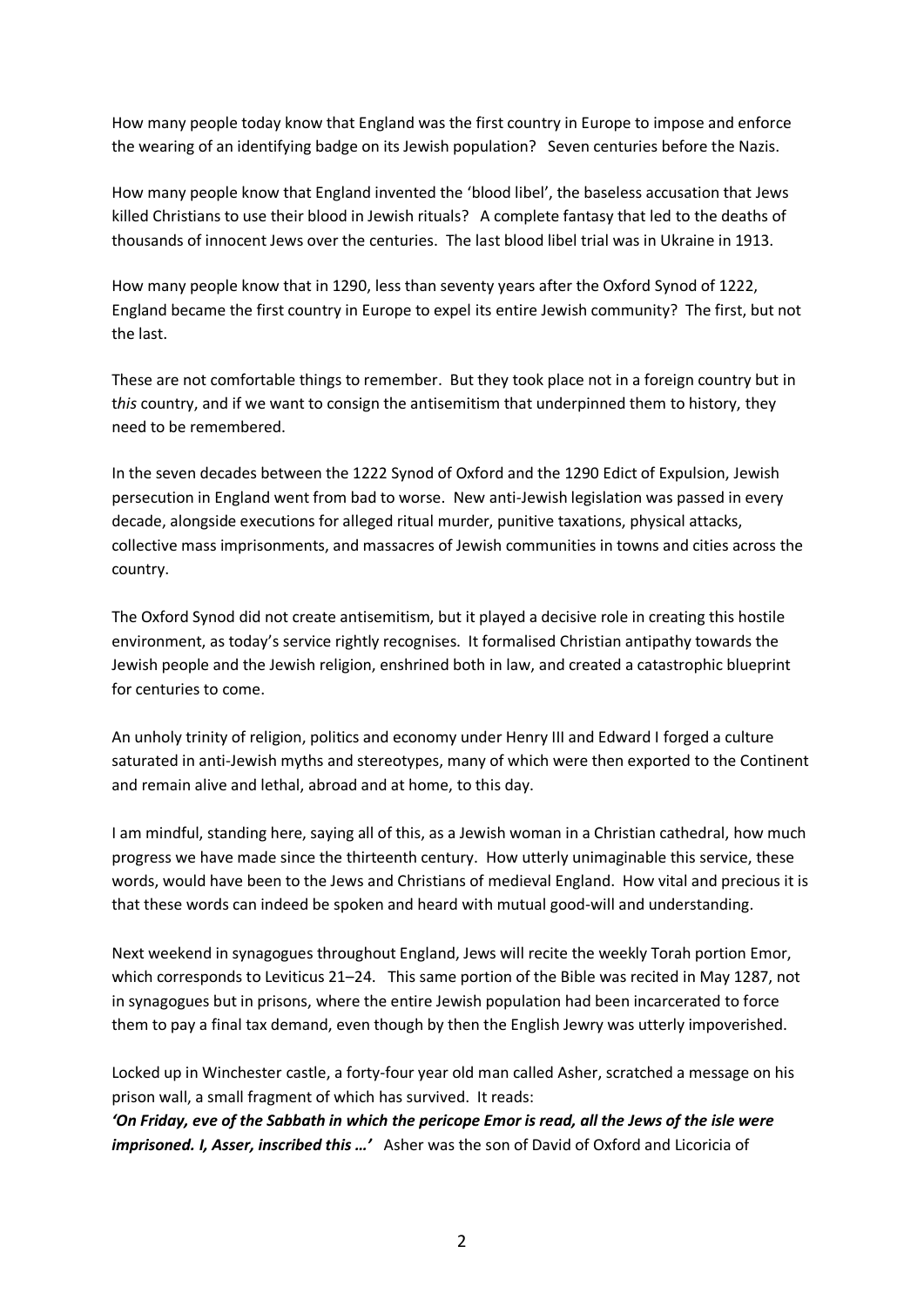How many people today know that England was the first country in Europe to impose and enforce the wearing of an identifying badge on its Jewish population? Seven centuries before the Nazis.

How many people know that England invented the 'blood libel', the baseless accusation that Jews killed Christians to use their blood in Jewish rituals? A complete fantasy that led to the deaths of thousands of innocent Jews over the centuries. The last blood libel trial was in Ukraine in 1913.

How many people know that in 1290, less than seventy years after the Oxford Synod of 1222, England became the first country in Europe to expel its entire Jewish community? The first, but not the last.

These are not comfortable things to remember. But they took place not in a foreign country but in t*his* country, and if we want to consign the antisemitism that underpinned them to history, they need to be remembered.

In the seven decades between the 1222 Synod of Oxford and the 1290 Edict of Expulsion, Jewish persecution in England went from bad to worse. New anti-Jewish legislation was passed in every decade, alongside executions for alleged ritual murder, punitive taxations, physical attacks, collective mass imprisonments, and massacres of Jewish communities in towns and cities across the country.

The Oxford Synod did not create antisemitism, but it played a decisive role in creating this hostile environment, as today's service rightly recognises. It formalised Christian antipathy towards the Jewish people and the Jewish religion, enshrined both in law, and created a catastrophic blueprint for centuries to come.

An unholy trinity of religion, politics and economy under Henry III and Edward I forged a culture saturated in anti-Jewish myths and stereotypes, many of which were then exported to the Continent and remain alive and lethal, abroad and at home, to this day.

I am mindful, standing here, saying all of this, as a Jewish woman in a Christian cathedral, how much progress we have made since the thirteenth century. How utterly unimaginable this service, these words, would have been to the Jews and Christians of medieval England. How vital and precious it is that these words can indeed be spoken and heard with mutual good-will and understanding.

Next weekend in synagogues throughout England, Jews will recite the weekly Torah portion Emor, which corresponds to Leviticus 21–24. This same portion of the Bible was recited in May 1287, not in synagogues but in prisons, where the entire Jewish population had been incarcerated to force them to pay a final tax demand, even though by then the English Jewry was utterly impoverished.

Locked up in Winchester castle, a forty-four year old man called Asher, scratched a message on his prison wall, a small fragment of which has survived. It reads:
***'On Friday, eve of the Sabbath in which the pericope Emor is read, all the Jews of the isle were imprisoned. I, Asser, inscribed this …'*** Asher was the son of David of Oxford and Licoricia of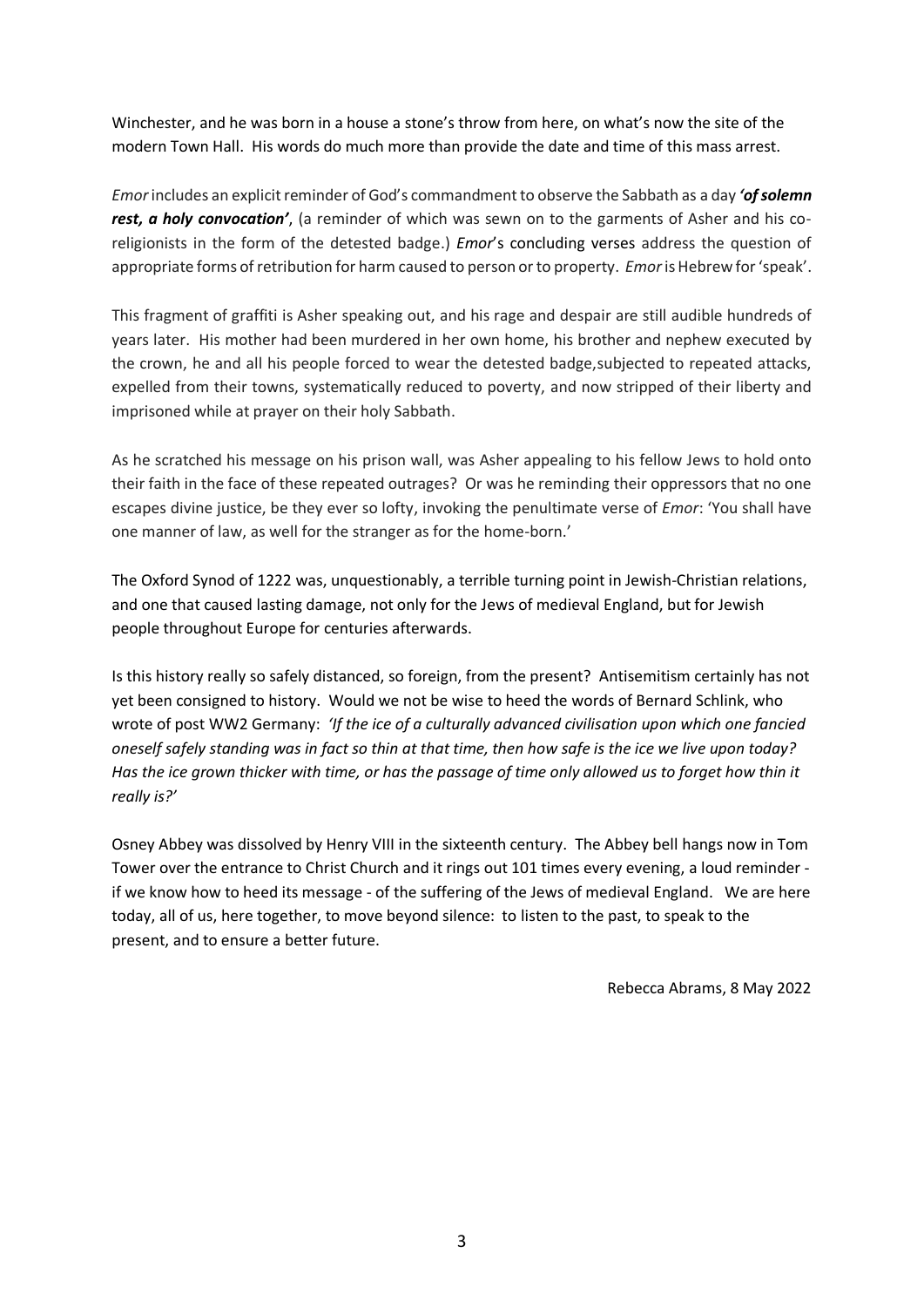Winchester, and he was born in a house a stone's throw from here, on what's now the site of the modern Town Hall. His words do much more than provide the date and time of this mass arrest.

*Emor* includes an explicit reminder of God's commandment to observe the Sabbath as a day ***'of solemn rest, a holy convocation'***, (a reminder of which was sewn on to the garments of Asher and his co-religionists in the form of the detested badge.) ***Emor***'s concluding verses address the question of appropriate forms of retribution for harm caused to person or to property. *Emor* is Hebrew for 'speak'.

This fragment of graffiti is Asher speaking out, and his rage and despair are still audible hundreds of years later. His mother had been murdered in her own home, his brother and nephew executed by the crown, he and all his people forced to wear the detested badge,subjected to repeated attacks, expelled from their towns, systematically reduced to poverty, and now stripped of their liberty and imprisoned while at prayer on their holy Sabbath.

As he scratched his message on his prison wall, was Asher appealing to his fellow Jews to hold onto their faith in the face of these repeated outrages? Or was he reminding their oppressors that no one escapes divine justice, be they ever so lofty, invoking the penultimate verse of *Emor*: 'You shall have one manner of law, as well for the stranger as for the home-born.'

The Oxford Synod of 1222 was, unquestionably, a terrible turning point in Jewish-Christian relations, and one that caused lasting damage, not only for the Jews of medieval England, but for Jewish people throughout Europe for centuries afterwards.

Is this history really so safely distanced, so foreign, from the present? Antisemitism certainly has not yet been consigned to history. Would we not be wise to heed the words of Bernard Schlink, who wrote of post WW2 Germany: *'If the ice of a culturally advanced civilisation upon which one fancied oneself safely standing was in fact so thin at that time, then how safe is the ice we live upon today? Has the ice grown thicker with time, or has the passage of time only allowed us to forget how thin it really is?'*

Osney Abbey was dissolved by Henry VIII in the sixteenth century. The Abbey bell hangs now in Tom Tower over the entrance to Christ Church and it rings out 101 times every evening, a loud reminder - if we know how to heed its message - of the suffering of the Jews of medieval England. We are here today, all of us, here together, to move beyond silence: to listen to the past, to speak to the present, and to ensure a better future.

Rebecca Abrams, 8 May 2022